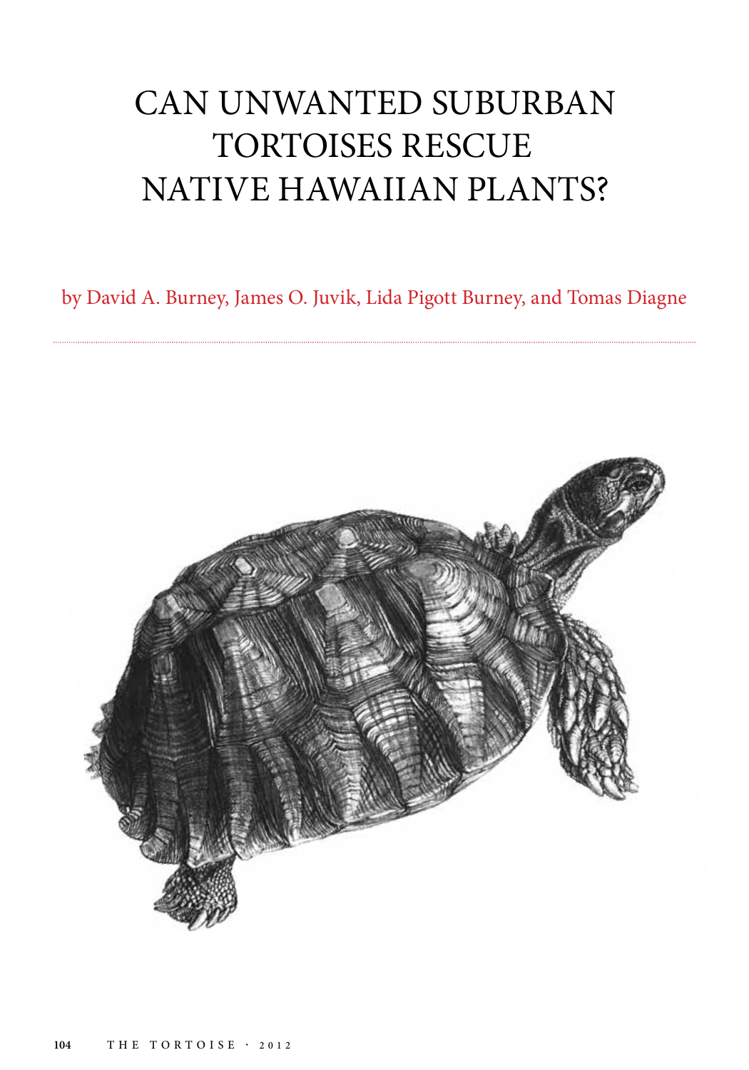# CAN UNWANTED SUBURBAN TORTOISES RESCUE NATIVE HAWAIIAN PLANTS?

by David A. Burney, James O. Juvik, Lida Pigott Burney, and Tomas Diagne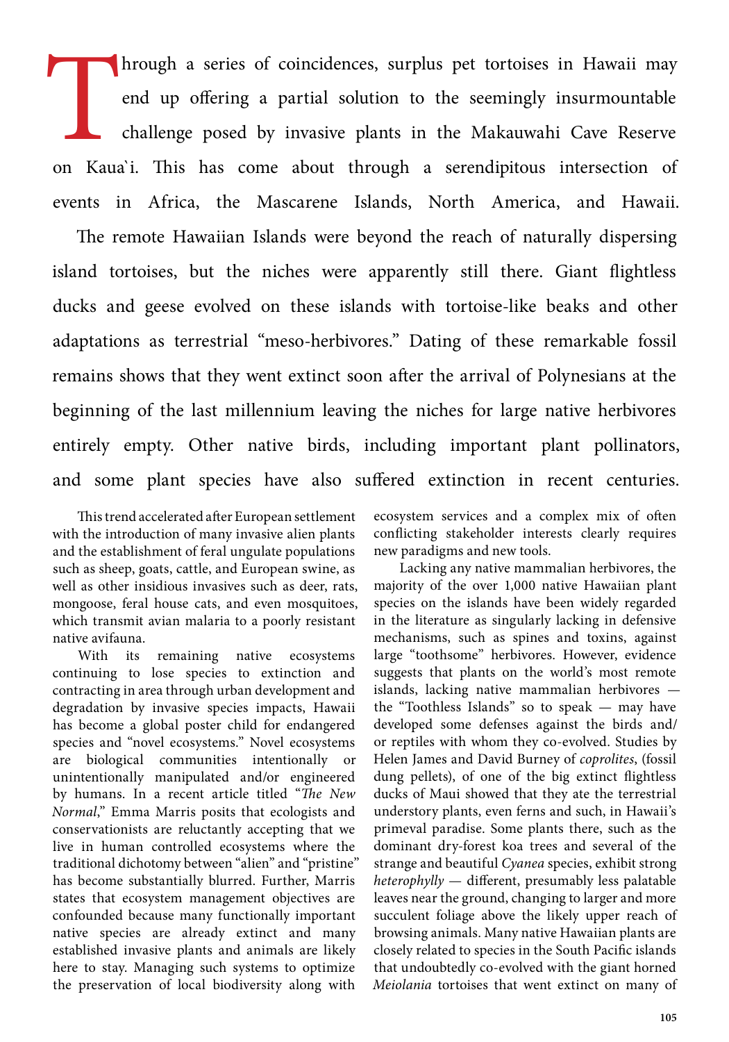Through a series of coincidences, surplus pet tortoises in Hawaii may end up offering a partial solution to the seemingly insurmountable challenge posed by invasive plants in the Makauwahi Cave Reserve on Kaua`i. This has come about through a serendipitous intersection of events in Africa, the Mascarene Islands, North America, and Hawaii.

The remote Hawaiian Islands were beyond the reach of naturally dispersing island tortoises, but the niches were apparently still there. Giant flightless ducks and geese evolved on these islands with tortoise-like beaks and other adaptations as terrestrial "meso-herbivores." Dating of these remarkable fossil remains shows that they went extinct soon after the arrival of Polynesians at the beginning of the last millennium leaving the niches for large native herbivores entirely empty. Other native birds, including important plant pollinators, and some plant species have also suffered extinction in recent centuries.

This trend accelerated after European settlement with the introduction of many invasive alien plants and the establishment of feral ungulate populations such as sheep, goats, cattle, and European swine, as well as other insidious invasives such as deer, rats, mongoose, feral house cats, and even mosquitoes, which transmit avian malaria to a poorly resistant native avifauna.

With its remaining native ecosystems continuing to lose species to extinction and contracting in area through urban development and degradation by invasive species impacts, Hawaii has become a global poster child for endangered species and "novel ecosystems." Novel ecosystems are biological communities intentionally or unintentionally manipulated and/or engineered by humans. In a recent article titled "*The New Normal*," Emma Marris posits that ecologists and conservationists are reluctantly accepting that we live in human controlled ecosystems where the traditional dichotomy between "alien" and "pristine" has become substantially blurred. Further, Marris states that ecosystem management objectives are confounded because many functionally important native species are already extinct and many established invasive plants and animals are likely here to stay. Managing such systems to optimize the preservation of local biodiversity along with ecosystem services and a complex mix of often conflicting stakeholder interests clearly requires new paradigms and new tools.

Lacking any native mammalian herbivores, the majority of the over 1,000 native Hawaiian plant species on the islands have been widely regarded in the literature as singularly lacking in defensive mechanisms, such as spines and toxins, against large "toothsome" herbivores. However, evidence suggests that plants on the world's most remote islands, lacking native mammalian herbivores — the "Toothless Islands" so to speak — may have developed some defenses against the birds and/or reptiles with whom they co-evolved. Studies by Helen James and David Burney of *coprolites*, (fossil dung pellets), of one of the big extinct flightless ducks of Maui showed that they ate the terrestrial understory plants, even ferns and such, in Hawaii's primeval paradise. Some plants there, such as the dominant dry-forest koa trees and several of the strange and beautiful *Cyanea* species, exhibit strong *heterophylly* — different, presumably less palatable leaves near the ground, changing to larger and more succulent foliage above the likely upper reach of browsing animals. Many native Hawaiian plants are closely related to species in the South Pacific islands that undoubtedly co-evolved with the giant horned *Meiolania* tortoises that went extinct on many of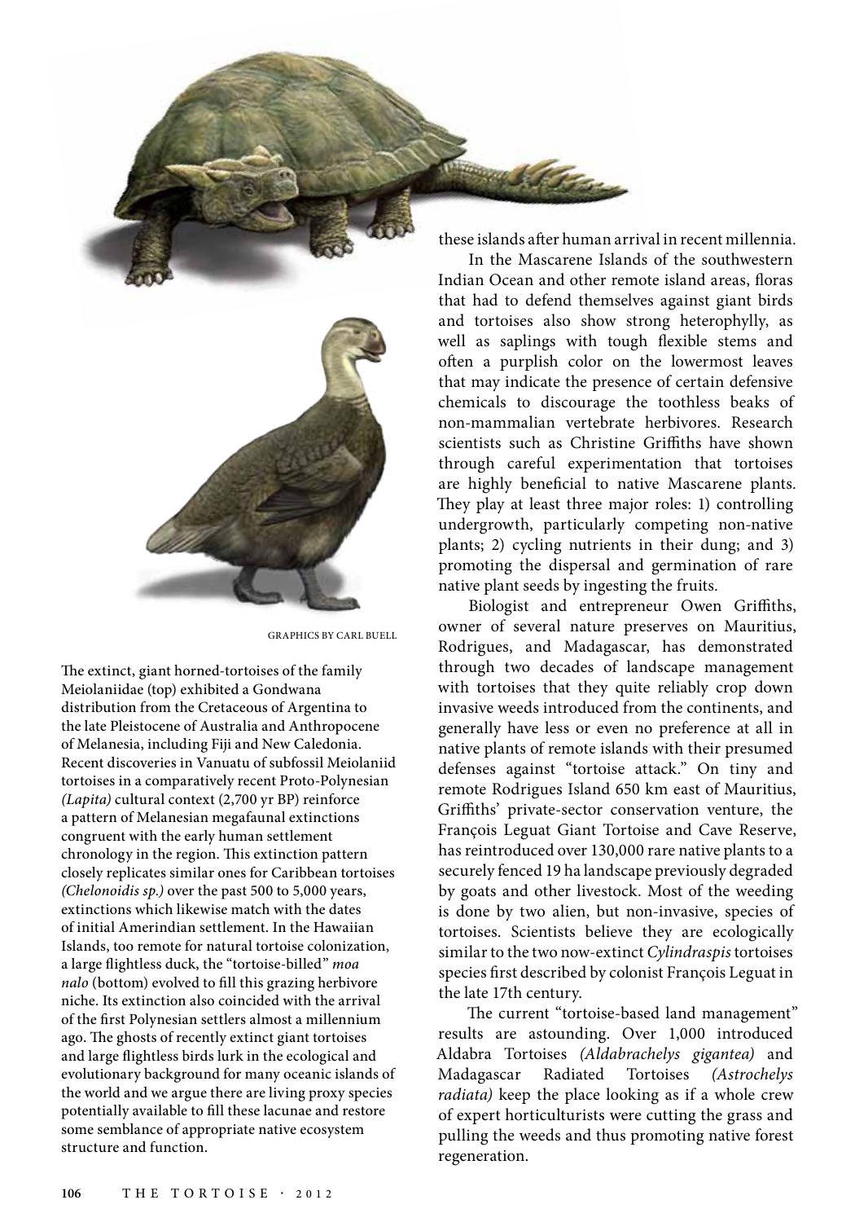GRAPHICS BY CARL BUELL

The extinct, giant horned-tortoises of the family Meiolaniidae (top) exhibited a Gondwana distribution from the Cretaceous of Argentina to the late Pleistocene of Australia and Anthropocene of Melanesia, including Fiji and New Caledonia. Recent discoveries in Vanuatu of subfossil Meiolaniid tortoises in a comparatively recent Proto-Polynesian *(Lapita)* cultural context (2,700 yr BP) reinforce a pattern of Melanesian megafaunal extinctions congruent with the early human settlement chronology in the region. This extinction pattern closely replicates similar ones for Caribbean tortoises *(Chelonoidis sp.)* over the past 500 to 5,000 years, extinctions which likewise match with the dates of initial Amerindian settlement. In the Hawaiian Islands, too remote for natural tortoise colonization, a large flightless duck, the "tortoise-billed" *moa nalo* (bottom) evolved to fill this grazing herbivore niche. Its extinction also coincided with the arrival of the first Polynesian settlers almost a millennium ago. The ghosts of recently extinct giant tortoises and large flightless birds lurk in the ecological and evolutionary background for many oceanic islands of the world and we argue there are living proxy species potentially available to fill these lacunae and restore some semblance of appropriate native ecosystem structure and function.

these islands after human arrival in recent millennia.

In the Mascarene Islands of the southwestern Indian Ocean and other remote island areas, floras that had to defend themselves against giant birds and tortoises also show strong heterophylly, as well as saplings with tough flexible stems and often a purplish color on the lowermost leaves that may indicate the presence of certain defensive chemicals to discourage the toothless beaks of non-mammalian vertebrate herbivores. Research scientists such as Christine Griffiths have shown through careful experimentation that tortoises are highly beneficial to native Mascarene plants. They play at least three major roles: 1) controlling undergrowth, particularly competing non-native plants; 2) cycling nutrients in their dung; and 3) promoting the dispersal and germination of rare native plant seeds by ingesting the fruits.

Biologist and entrepreneur Owen Griffiths, owner of several nature preserves on Mauritius, Rodrigues, and Madagascar, has demonstrated through two decades of landscape management with tortoises that they quite reliably crop down invasive weeds introduced from the continents, and generally have less or even no preference at all in native plants of remote islands with their presumed defenses against "tortoise attack." On tiny and remote Rodrigues Island 650 km east of Mauritius, Griffiths' private-sector conservation venture, the François Leguat Giant Tortoise and Cave Reserve, has reintroduced over 130,000 rare native plants to a securely fenced 19 ha landscape previously degraded by goats and other livestock. Most of the weeding is done by two alien, but non-invasive, species of tortoises. Scientists believe they are ecologically similar to the two now-extinct *Cylindraspis* tortoises species first described by colonist François Leguat in the late 17th century.

The current "tortoise-based land management" results are astounding. Over 1,000 introduced Aldabra Tortoises *(Aldabrachelys gigantea)* and Madagascar Radiated Tortoises *(Astrochelys radiata)* keep the place looking as if a whole crew of expert horticulturists were cutting the grass and pulling the weeds and thus promoting native forest regeneration.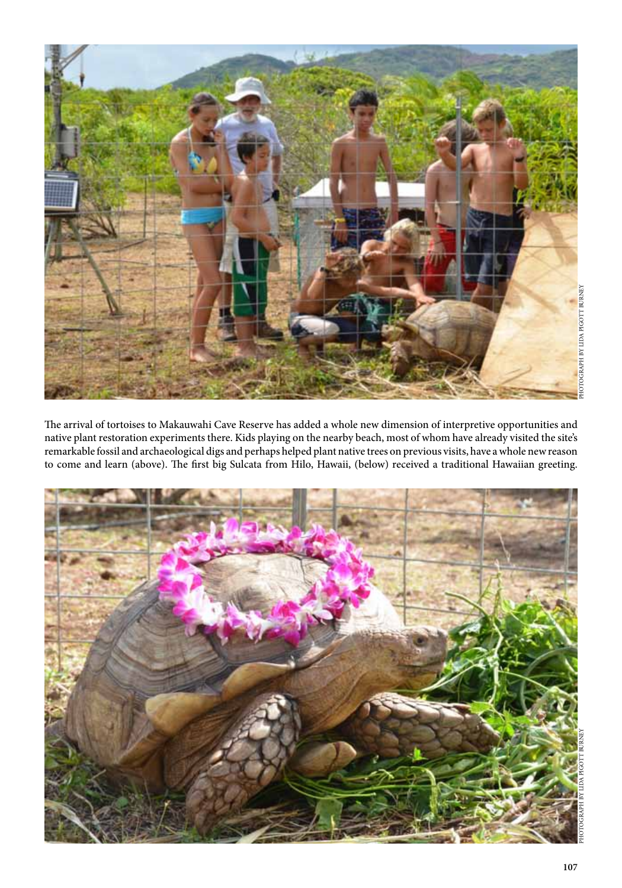PHOTOGRAPH BY LIDA PIGOTT BURNEY

The arrival of tortoises to Makauwahi Cave Reserve has added a whole new dimension of interpretive opportunities and native plant restoration experiments there. Kids playing on the nearby beach, most of whom have already visited the site's remarkable fossil and archaeological digs and perhaps helped plant native trees on previous visits, have a whole new reason to come and learn (above). The first big Sulcata from Hilo, Hawaii, (below) received a traditional Hawaiian greeting.

PHOTOGRAPH BY LIDA PIGOTT BURNEY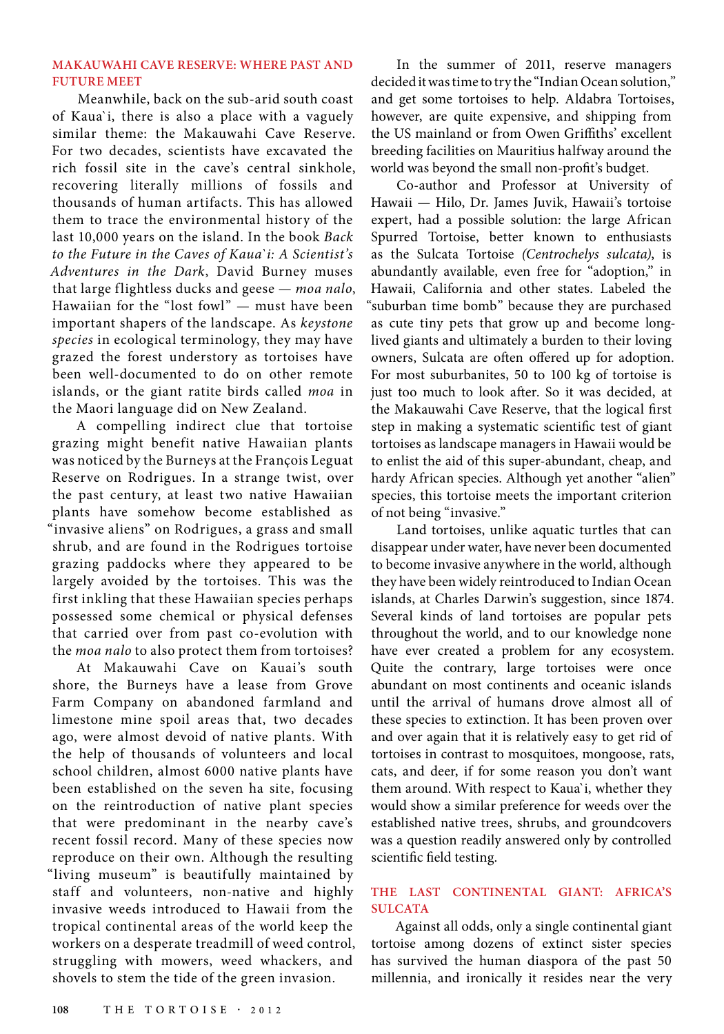## MAKAUWAHI CAVE RESERVE: WHERE PAST AND FUTURE MEET

Meanwhile, back on the sub-arid south coast of Kaua`i, there is also a place with a vaguely similar theme: the Makauwahi Cave Reserve. For two decades, scientists have excavated the rich fossil site in the cave's central sinkhole, recovering literally millions of fossils and thousands of human artifacts. This has allowed them to trace the environmental history of the last 10,000 years on the island. In the book *Back to the Future in the Caves of Kaua`i: A Scientist's Adventures in the Dark*, David Burney muses that large flightless ducks and geese — *moa nalo*, Hawaiian for the "lost fowl" — must have been important shapers of the landscape. As *keystone species* in ecological terminology, they may have grazed the forest understory as tortoises have been well-documented to do on other remote islands, or the giant ratite birds called *moa* in the Maori language did on New Zealand.

A compelling indirect clue that tortoise grazing might benefit native Hawaiian plants was noticed by the Burneys at the François Leguat Reserve on Rodrigues. In a strange twist, over the past century, at least two native Hawaiian plants have somehow become established as "invasive aliens" on Rodrigues, a grass and small shrub, and are found in the Rodrigues tortoise grazing paddocks where they appeared to be largely avoided by the tortoises. This was the first inkling that these Hawaiian species perhaps possessed some chemical or physical defenses that carried over from past co-evolution with the *moa nalo* to also protect them from tortoises?

At Makauwahi Cave on Kauai's south shore, the Burneys have a lease from Grove Farm Company on abandoned farmland and limestone mine spoil areas that, two decades ago, were almost devoid of native plants. With the help of thousands of volunteers and local school children, almost 6000 native plants have been established on the seven ha site, focusing on the reintroduction of native plant species that were predominant in the nearby cave's recent fossil record. Many of these species now reproduce on their own. Although the resulting "living museum" is beautifully maintained by staff and volunteers, non-native and highly invasive weeds introduced to Hawaii from the tropical continental areas of the world keep the workers on a desperate treadmill of weed control, struggling with mowers, weed whackers, and shovels to stem the tide of the green invasion.

In the summer of 2011, reserve managers decided it was time to try the "Indian Ocean solution," and get some tortoises to help. Aldabra Tortoises, however, are quite expensive, and shipping from the US mainland or from Owen Griffiths' excellent breeding facilities on Mauritius halfway around the world was beyond the small non-profit's budget.

Co-author and Professor at University of Hawaii — Hilo, Dr. James Juvik, Hawaii's tortoise expert, had a possible solution: the large African Spurred Tortoise, better known to enthusiasts as the Sulcata Tortoise *(Centrochelys sulcata)*, is abundantly available, even free for "adoption," in Hawaii, California and other states. Labeled the "suburban time bomb" because they are purchased as cute tiny pets that grow up and become long-lived giants and ultimately a burden to their loving owners, Sulcata are often offered up for adoption. For most suburbanites, 50 to 100 kg of tortoise is just too much to look after. So it was decided, at the Makauwahi Cave Reserve, that the logical first step in making a systematic scientific test of giant tortoises as landscape managers in Hawaii would be to enlist the aid of this super-abundant, cheap, and hardy African species. Although yet another "alien" species, this tortoise meets the important criterion of not being "invasive."

Land tortoises, unlike aquatic turtles that can disappear under water, have never been documented to become invasive anywhere in the world, although they have been widely reintroduced to Indian Ocean islands, at Charles Darwin's suggestion, since 1874. Several kinds of land tortoises are popular pets throughout the world, and to our knowledge none have ever created a problem for any ecosystem. Quite the contrary, large tortoises were once abundant on most continents and oceanic islands until the arrival of humans drove almost all of these species to extinction. It has been proven over and over again that it is relatively easy to get rid of tortoises in contrast to mosquitoes, mongoose, rats, cats, and deer, if for some reason you don't want them around. With respect to Kaua`i, whether they would show a similar preference for weeds over the established native trees, shrubs, and groundcovers was a question readily answered only by controlled scientific field testing.

## THE LAST CONTINENTAL GIANT: AFRICA'S SULCATA

Against all odds, only a single continental giant tortoise among dozens of extinct sister species has survived the human diaspora of the past 50 millennia, and ironically it resides near the very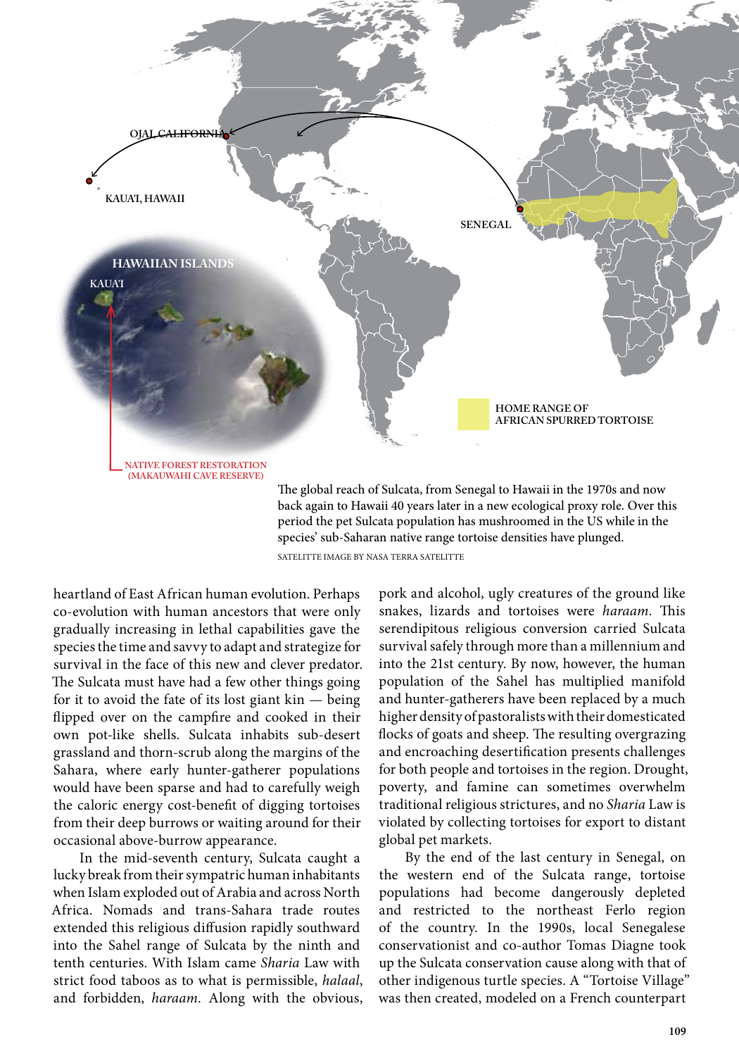The global reach of Sulcata, from Senegal to Hawaii in the 1970s and now back again to Hawaii 40 years later in a new ecological proxy role. Over this period the pet Sulcata population has mushroomed in the US while in the species' sub-Saharan native range tortoise densities have plunged.

SATELITTE IMAGE BY NASA TERRA SATELITTE

heartland of East African human evolution. Perhaps co-evolution with human ancestors that were only gradually increasing in lethal capabilities gave the species the time and savvy to adapt and strategize for survival in the face of this new and clever predator. The Sulcata must have had a few other things going for it to avoid the fate of its lost giant kin — being flipped over on the campfire and cooked in their own pot-like shells. Sulcata inhabits sub-desert grassland and thorn-scrub along the margins of the Sahara, where early hunter-gatherer populations would have been sparse and had to carefully weigh the caloric energy cost-benefit of digging tortoises from their deep burrows or waiting around for their occasional above-burrow appearance.

In the mid-seventh century, Sulcata caught a lucky break from their sympatric human inhabitants when Islam exploded out of Arabia and across North Africa. Nomads and trans-Sahara trade routes extended this religious diffusion rapidly southward into the Sahel range of Sulcata by the ninth and tenth centuries. With Islam came *Sharia* Law with strict food taboos as to what is permissible, *halaal*, and forbidden, *haraam*. Along with the obvious, pork and alcohol, ugly creatures of the ground like snakes, lizards and tortoises were *haraam*. This serendipitous religious conversion carried Sulcata survival safely through more than a millennium and into the 21st century. By now, however, the human population of the Sahel has multiplied manifold and hunter-gatherers have been replaced by a much higher density of pastoralists with their domesticated flocks of goats and sheep. The resulting overgrazing and encroaching desertification presents challenges for both people and tortoises in the region. Drought, poverty, and famine can sometimes overwhelm traditional religious strictures, and no *Sharia* Law is violated by collecting tortoises for export to distant global pet markets.

By the end of the last century in Senegal, on the western end of the Sulcata range, tortoise populations had become dangerously depleted and restricted to the northeast Ferlo region of the country. In the 1990s, local Senegalese conservationist and co-author Tomas Diagne took up the Sulcata conservation cause along with that of other indigenous turtle species. A "Tortoise Village" was then created, modeled on a French counterpart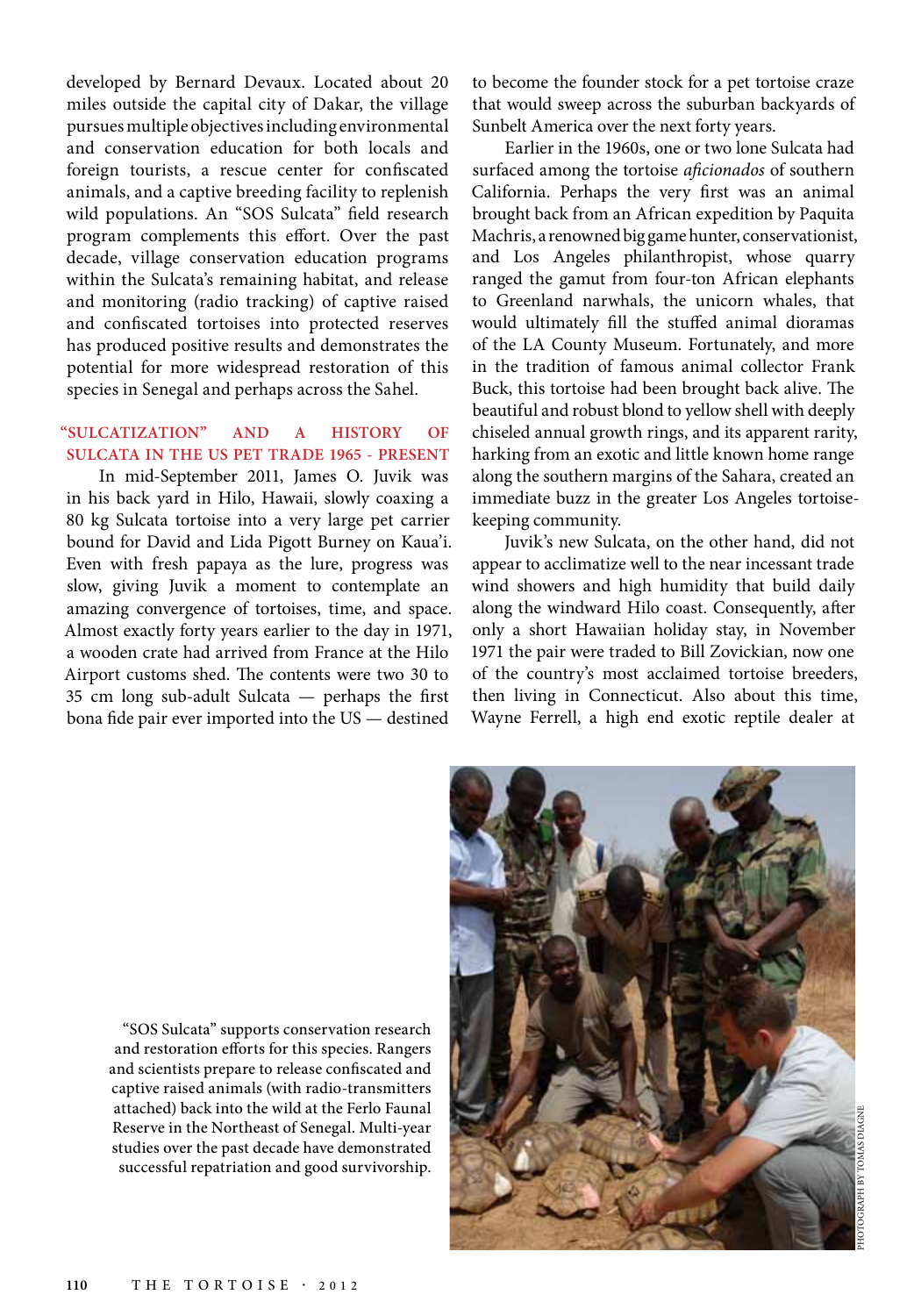developed by Bernard Devaux. Located about 20 miles outside the capital city of Dakar, the village pursues multiple objectives including environmental and conservation education for both locals and foreign tourists, a rescue center for confiscated animals, and a captive breeding facility to replenish wild populations. An "SOS Sulcata" field research program complements this effort. Over the past decade, village conservation education programs within the Sulcata's remaining habitat, and release and monitoring (radio tracking) of captive raised and confiscated tortoises into protected reserves has produced positive results and demonstrates the potential for more widespread restoration of this species in Senegal and perhaps across the Sahel.

## "SULCATIZATION" AND A HISTORY OF SULCATA IN THE US PET TRADE 1965 - PRESENT

In mid-September 2011, James O. Juvik was in his back yard in Hilo, Hawaii, slowly coaxing a 80 kg Sulcata tortoise into a very large pet carrier bound for David and Lida Pigott Burney on Kaua'i. Even with fresh papaya as the lure, progress was slow, giving Juvik a moment to contemplate an amazing convergence of tortoises, time, and space. Almost exactly forty years earlier to the day in 1971, a wooden crate had arrived from France at the Hilo Airport customs shed. The contents were two 30 to 35 cm long sub-adult Sulcata — perhaps the first bona fide pair ever imported into the US — destined to become the founder stock for a pet tortoise craze that would sweep across the suburban backyards of Sunbelt America over the next forty years.

Earlier in the 1960s, one or two lone Sulcata had surfaced among the tortoise *aficionados* of southern California. Perhaps the very first was an animal brought back from an African expedition by Paquita Machris, a renowned big game hunter, conservationist, and Los Angeles philanthropist, whose quarry ranged the gamut from four-ton African elephants to Greenland narwhals, the unicorn whales, that would ultimately fill the stuffed animal dioramas of the LA County Museum. Fortunately, and more in the tradition of famous animal collector Frank Buck, this tortoise had been brought back alive. The beautiful and robust blond to yellow shell with deeply chiseled annual growth rings, and its apparent rarity, harking from an exotic and little known home range along the southern margins of the Sahara, created an immediate buzz in the greater Los Angeles tortoise-keeping community.

Juvik's new Sulcata, on the other hand, did not appear to acclimatize well to the near incessant trade wind showers and high humidity that build daily along the windward Hilo coast. Consequently, after only a short Hawaiian holiday stay, in November 1971 the pair were traded to Bill Zovickian, now one of the country's most acclaimed tortoise breeders, then living in Connecticut. Also about this time, Wayne Ferrell, a high end exotic reptile dealer at

"SOS Sulcata" supports conservation research and restoration efforts for this species. Rangers and scientists prepare to release confiscated and captive raised animals (with radio-transmitters attached) back into the wild at the Ferlo Faunal Reserve in the Northeast of Senegal. Multi-year studies over the past decade have demonstrated successful repatriation and good survivorship.

PHOTOGRAPH BY TOMAS DIAGNE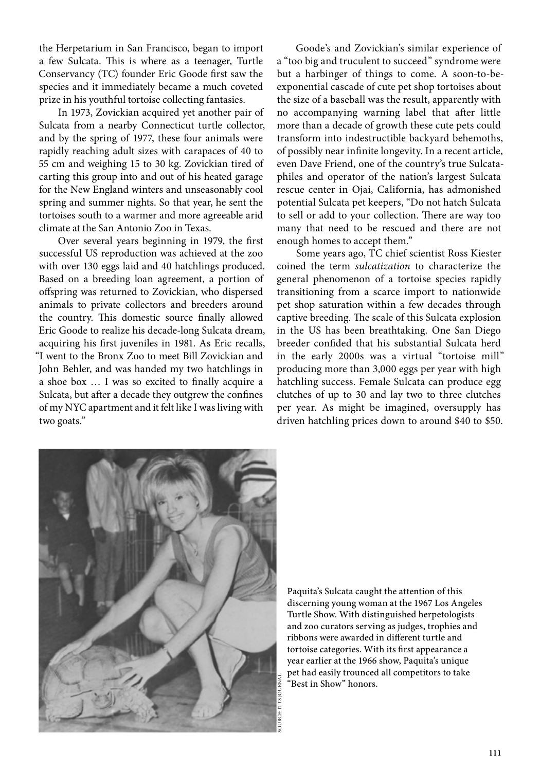the Herpetarium in San Francisco, began to import a few Sulcata. This is where as a teenager, Turtle Conservancy (TC) founder Eric Goode first saw the species and it immediately became a much coveted prize in his youthful tortoise collecting fantasies.

In 1973, Zovickian acquired yet another pair of Sulcata from a nearby Connecticut turtle collector, and by the spring of 1977, these four animals were rapidly reaching adult sizes with carapaces of 40 to 55 cm and weighing 15 to 30 kg. Zovickian tired of carting this group into and out of his heated garage for the New England winters and unseasonably cool spring and summer nights. So that year, he sent the tortoises south to a warmer and more agreeable arid climate at the San Antonio Zoo in Texas.

Over several years beginning in 1979, the first successful US reproduction was achieved at the zoo with over 130 eggs laid and 40 hatchlings produced. Based on a breeding loan agreement, a portion of offspring was returned to Zovickian, who dispersed animals to private collectors and breeders around the country. This domestic source finally allowed Eric Goode to realize his decade-long Sulcata dream, acquiring his first juveniles in 1981. As Eric recalls, "I went to the Bronx Zoo to meet Bill Zovickian and John Behler, and was handed my two hatchlings in a shoe box … I was so excited to finally acquire a Sulcata, but after a decade they outgrew the confines of my NYC apartment and it felt like I was living with two goats."

Goode's and Zovickian's similar experience of a "too big and truculent to succeed" syndrome were but a harbinger of things to come. A soon-to-be-exponential cascade of cute pet shop tortoises about the size of a baseball was the result, apparently with no accompanying warning label that after little more than a decade of growth these cute pets could transform into indestructible backyard behemoths, of possibly near infinite longevity. In a recent article, even Dave Friend, one of the country's true Sulcata-philes and operator of the nation's largest Sulcata rescue center in Ojai, California, has admonished potential Sulcata pet keepers, "Do not hatch Sulcata to sell or add to your collection. There are way too many that need to be rescued and there are not enough homes to accept them."

Some years ago, TC chief scientist Ross Kiester coined the term *sulcatization* to characterize the general phenomenon of a tortoise species rapidly transitioning from a scarce import to nationwide pet shop saturation within a few decades through captive breeding. The scale of this Sulcata explosion in the US has been breathtaking. One San Diego breeder confided that his substantial Sulcata herd in the early 2000s was a virtual "tortoise mill" producing more than 3,000 eggs per year with high hatchling success. Female Sulcata can produce egg clutches of up to 30 and lay two to three clutches per year. As might be imagined, oversupply has driven hatchling prices down to around $40 to $50.

SOURCE: ITTS JOURNAL

Paquita's Sulcata caught the attention of this discerning young woman at the 1967 Los Angeles Turtle Show. With distinguished herpetologists and zoo curators serving as judges, trophies and ribbons were awarded in different turtle and tortoise categories. With its first appearance a year earlier at the 1966 show, Paquita's unique pet had easily trounced all competitors to take "Best in Show" honors.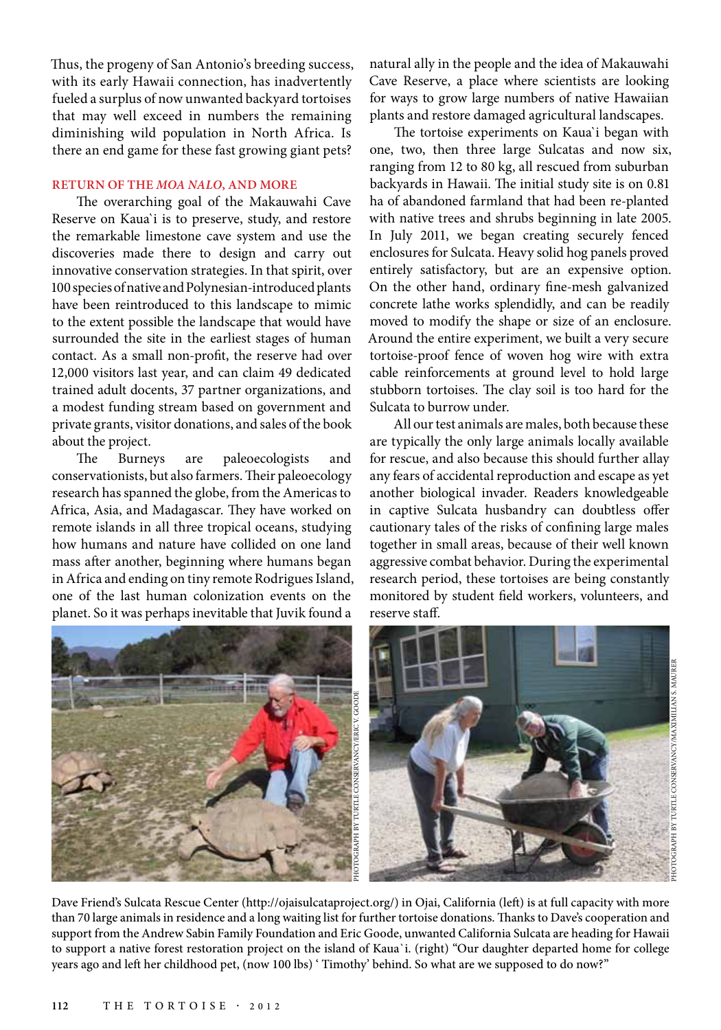Thus, the progeny of San Antonio's breeding success, with its early Hawaii connection, has inadvertently fueled a surplus of now unwanted backyard tortoises that may well exceed in numbers the remaining diminishing wild population in North Africa. Is there an end game for these fast growing giant pets?

## RETURN OF THE *MOA NALO*, AND MORE

The overarching goal of the Makauwahi Cave Reserve on Kaua`i is to preserve, study, and restore the remarkable limestone cave system and use the discoveries made there to design and carry out innovative conservation strategies. In that spirit, over 100 species of native and Polynesian-introduced plants have been reintroduced to this landscape to mimic to the extent possible the landscape that would have surrounded the site in the earliest stages of human contact. As a small non-profit, the reserve had over 12,000 visitors last year, and can claim 49 dedicated trained adult docents, 37 partner organizations, and a modest funding stream based on government and private grants, visitor donations, and sales of the book about the project.

The Burneys are paleoecologists and conservationists, but also farmers. Their paleoecology research has spanned the globe, from the Americas to Africa, Asia, and Madagascar. They have worked on remote islands in all three tropical oceans, studying how humans and nature have collided on one land mass after another, beginning where humans began in Africa and ending on tiny remote Rodrigues Island, one of the last human colonization events on the planet. So it was perhaps inevitable that Juvik found a natural ally in the people and the idea of Makauwahi Cave Reserve, a place where scientists are looking for ways to grow large numbers of native Hawaiian plants and restore damaged agricultural landscapes.

The tortoise experiments on Kaua`i began with one, two, then three large Sulcatas and now six, ranging from 12 to 80 kg, all rescued from suburban backyards in Hawaii. The initial study site is on 0.81 ha of abandoned farmland that had been re-planted with native trees and shrubs beginning in late 2005. In July 2011, we began creating securely fenced enclosures for Sulcata. Heavy solid hog panels proved entirely satisfactory, but are an expensive option. On the other hand, ordinary fine-mesh galvanized concrete lathe works splendidly, and can be readily moved to modify the shape or size of an enclosure. Around the entire experiment, we built a very secure tortoise-proof fence of woven hog wire with extra cable reinforcements at ground level to hold large stubborn tortoises. The clay soil is too hard for the Sulcata to burrow under.

All our test animals are males, both because these are typically the only large animals locally available for rescue, and also because this should further allay any fears of accidental reproduction and escape as yet another biological invader. Readers knowledgeable in captive Sulcata husbandry can doubtless offer cautionary tales of the risks of confining large males together in small areas, because of their well known aggressive combat behavior. During the experimental research period, these tortoises are being constantly monitored by student field workers, volunteers, and reserve staff.

PHOTOGRAPH BY TURTLE CONSERVANCY/ERIC V. GOODE

PHOTOGRAPH BY TURTLE CONSERVANCY/MAXIMILIAN S. MAURER

Dave Friend's Sulcata Rescue Center (http://ojaisulcataproject.org/) in Ojai, California (left) is at full capacity with more than 70 large animals in residence and a long waiting list for further tortoise donations. Thanks to Dave's cooperation and support from the Andrew Sabin Family Foundation and Eric Goode, unwanted California Sulcata are heading for Hawaii to support a native forest restoration project on the island of Kaua`i. (right) "Our daughter departed home for college years ago and left her childhood pet, (now 100 lbs) ' Timothy' behind. So what are we supposed to do now?"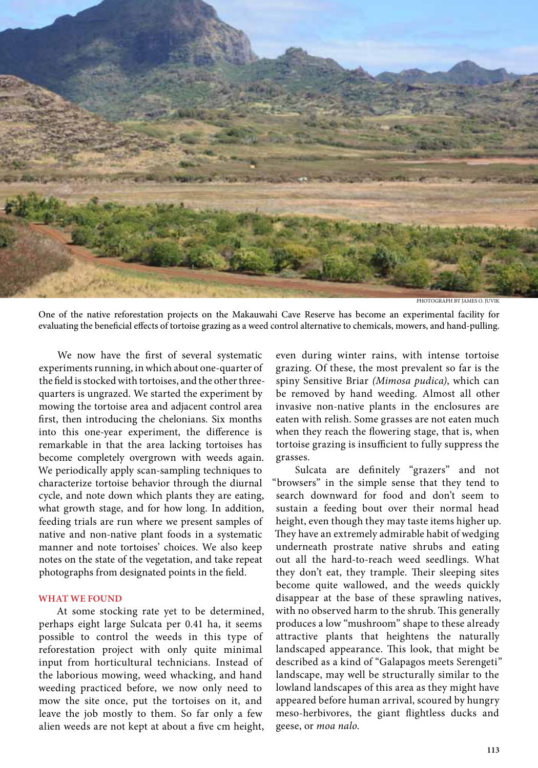PHOTOGRAPH BY JAMES O. JUVIK

One of the native reforestation projects on the Makauwahi Cave Reserve has become an experimental facility for evaluating the beneficial effects of tortoise grazing as a weed control alternative to chemicals, mowers, and hand-pulling.

We now have the first of several systematic experiments running, in which about one-quarter of the field is stocked with tortoises, and the other three-quarters is ungrazed. We started the experiment by mowing the tortoise area and adjacent control area first, then introducing the chelonians. Six months into this one-year experiment, the difference is remarkable in that the area lacking tortoises has become completely overgrown with weeds again. We periodically apply scan-sampling techniques to characterize tortoise behavior through the diurnal cycle, and note down which plants they are eating, what growth stage, and for how long. In addition, feeding trials are run where we present samples of native and non-native plant foods in a systematic manner and note tortoises' choices. We also keep notes on the state of the vegetation, and take repeat photographs from designated points in the field.

## WHAT WE FOUND

At some stocking rate yet to be determined, perhaps eight large Sulcata per 0.41 ha, it seems possible to control the weeds in this type of reforestation project with only quite minimal input from horticultural technicians. Instead of the laborious mowing, weed whacking, and hand weeding practiced before, we now only need to mow the site once, put the tortoises on it, and leave the job mostly to them. So far only a few alien weeds are not kept at about a five cm height, even during winter rains, with intense tortoise grazing. Of these, the most prevalent so far is the spiny Sensitive Briar *(Mimosa pudica)*, which can be removed by hand weeding. Almost all other invasive non-native plants in the enclosures are eaten with relish. Some grasses are not eaten much when they reach the flowering stage, that is, when tortoise grazing is insufficient to fully suppress the grasses.

Sulcata are definitely "grazers" and not "browsers" in the simple sense that they tend to search downward for food and don't seem to sustain a feeding bout over their normal head height, even though they may taste items higher up. They have an extremely admirable habit of wedging underneath prostrate native shrubs and eating out all the hard-to-reach weed seedlings. What they don't eat, they trample. Their sleeping sites become quite wallowed, and the weeds quickly disappear at the base of these sprawling natives, with no observed harm to the shrub. This generally produces a low "mushroom" shape to these already attractive plants that heightens the naturally landscaped appearance. This look, that might be described as a kind of "Galapagos meets Serengeti" landscape, may well be structurally similar to the lowland landscapes of this area as they might have appeared before human arrival, scoured by hungry meso-herbivores, the giant flightless ducks and geese, or *moa nalo*.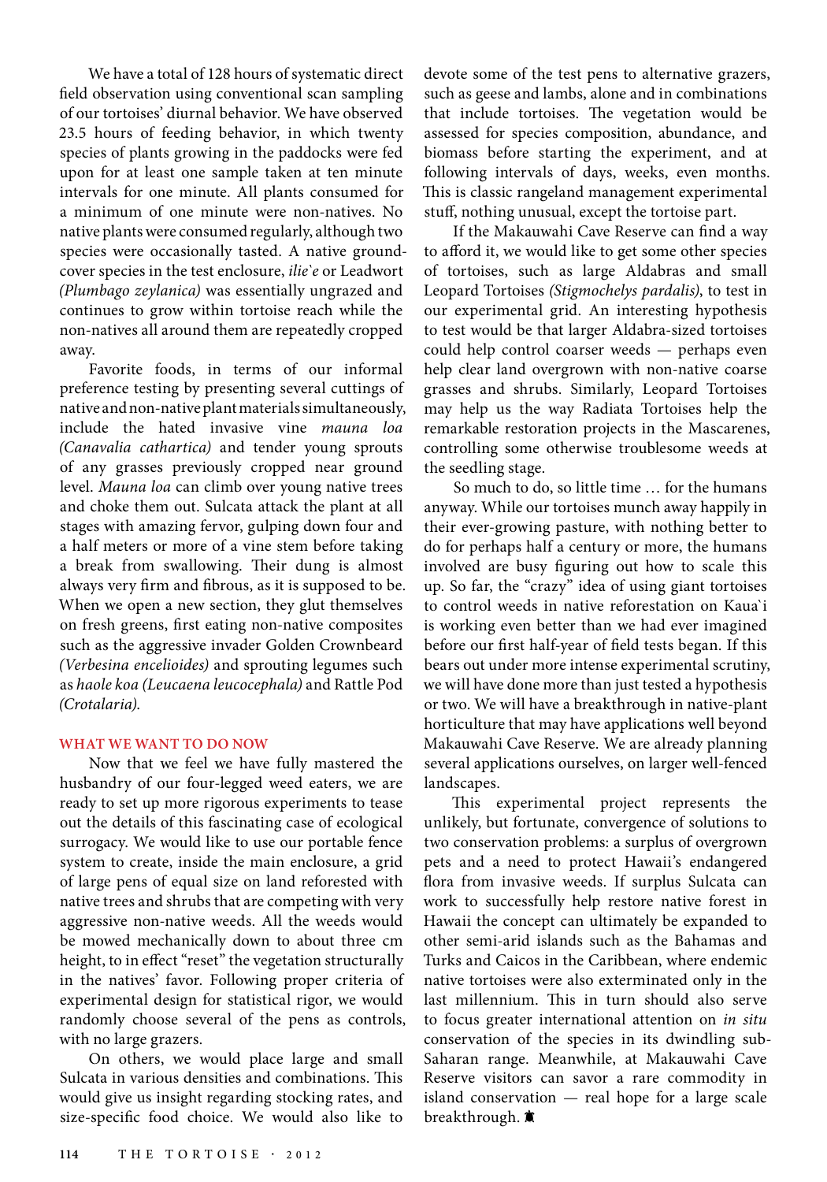We have a total of 128 hours of systematic direct field observation using conventional scan sampling of our tortoises' diurnal behavior. We have observed 23.5 hours of feeding behavior, in which twenty species of plants growing in the paddocks were fed upon for at least one sample taken at ten minute intervals for one minute. All plants consumed for a minimum of one minute were non-natives. No native plants were consumed regularly, although two species were occasionally tasted. A native groundcover species in the test enclosure, *ilie`e* or Leadwort *(Plumbago zeylanica)* was essentially ungrazed and continues to grow within tortoise reach while the non-natives all around them are repeatedly cropped away.

Favorite foods, in terms of our informal preference testing by presenting several cuttings of native and non-native plant materials simultaneously, include the hated invasive vine *mauna loa (Canavalia cathartica)* and tender young sprouts of any grasses previously cropped near ground level. *Mauna loa* can climb over young native trees and choke them out. Sulcata attack the plant at all stages with amazing fervor, gulping down four and a half meters or more of a vine stem before taking a break from swallowing. Their dung is almost always very firm and fibrous, as it is supposed to be. When we open a new section, they glut themselves on fresh greens, first eating non-native composites such as the aggressive invader Golden Crownbeard *(Verbesina encelioides)* and sprouting legumes such as *haole koa (Leucaena leucocephala)* and Rattle Pod *(Crotalaria)*.

## WHAT WE WANT TO DO NOW

Now that we feel we have fully mastered the husbandry of our four-legged weed eaters, we are ready to set up more rigorous experiments to tease out the details of this fascinating case of ecological surrogacy. We would like to use our portable fence system to create, inside the main enclosure, a grid of large pens of equal size on land reforested with native trees and shrubs that are competing with very aggressive non-native weeds. All the weeds would be mowed mechanically down to about three cm height, to in effect "reset" the vegetation structurally in the natives' favor. Following proper criteria of experimental design for statistical rigor, we would randomly choose several of the pens as controls, with no large grazers.

On others, we would place large and small Sulcata in various densities and combinations. This would give us insight regarding stocking rates, and size-specific food choice. We would also like to devote some of the test pens to alternative grazers, such as geese and lambs, alone and in combinations that include tortoises. The vegetation would be assessed for species composition, abundance, and biomass before starting the experiment, and at following intervals of days, weeks, even months. This is classic rangeland management experimental stuff, nothing unusual, except the tortoise part.

If the Makauwahi Cave Reserve can find a way to afford it, we would like to get some other species of tortoises, such as large Aldabras and small Leopard Tortoises *(Stigmochelys pardalis)*, to test in our experimental grid. An interesting hypothesis to test would be that larger Aldabra-sized tortoises could help control coarser weeds — perhaps even help clear land overgrown with non-native coarse grasses and shrubs. Similarly, Leopard Tortoises may help us the way Radiata Tortoises help the remarkable restoration projects in the Mascarenes, controlling some otherwise troublesome weeds at the seedling stage.

So much to do, so little time … for the humans anyway. While our tortoises munch away happily in their ever-growing pasture, with nothing better to do for perhaps half a century or more, the humans involved are busy figuring out how to scale this up. So far, the "crazy" idea of using giant tortoises to control weeds in native reforestation on Kaua`i is working even better than we had ever imagined before our first half-year of field tests began. If this bears out under more intense experimental scrutiny, we will have done more than just tested a hypothesis or two. We will have a breakthrough in native-plant horticulture that may have applications well beyond Makauwahi Cave Reserve. We are already planning several applications ourselves, on larger well-fenced landscapes.

This experimental project represents the unlikely, but fortunate, convergence of solutions to two conservation problems: a surplus of overgrown pets and a need to protect Hawaii's endangered flora from invasive weeds. If surplus Sulcata can work to successfully help restore native forest in Hawaii the concept can ultimately be expanded to other semi-arid islands such as the Bahamas and Turks and Caicos in the Caribbean, where endemic native tortoises were also exterminated only in the last millennium. This in turn should also serve to focus greater international attention on *in situ* conservation of the species in its dwindling sub-Saharan range. Meanwhile, at Makauwahi Cave Reserve visitors can savor a rare commodity in island conservation — real hope for a large scale breakthrough.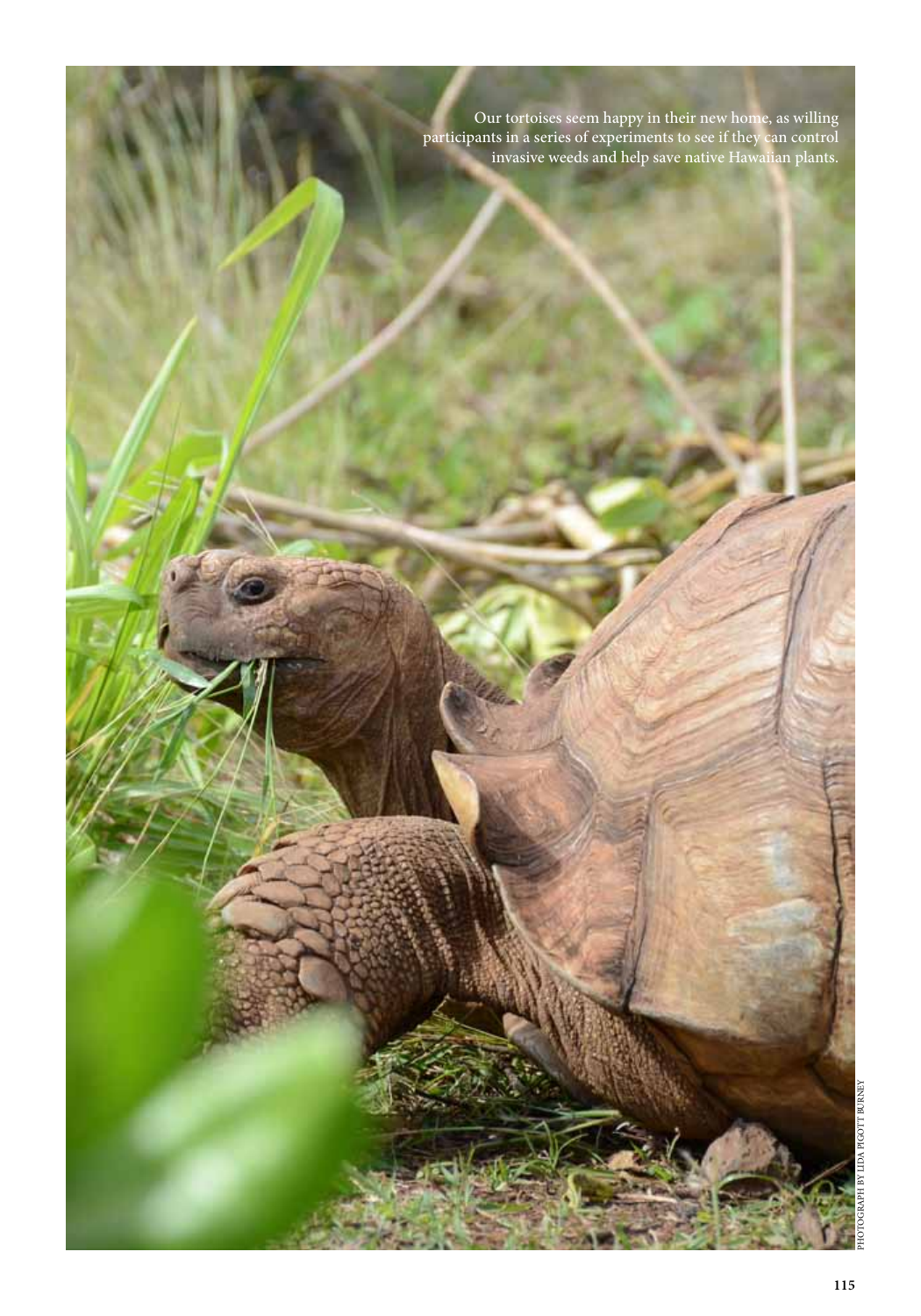Our tortoises seem happy in their new home, as willing participants in a series of experiments to see if they can control invasive weeds and help save native Hawaiian plants.

PHOTOGRAPH BY LIDA PIGOTT BURNEY